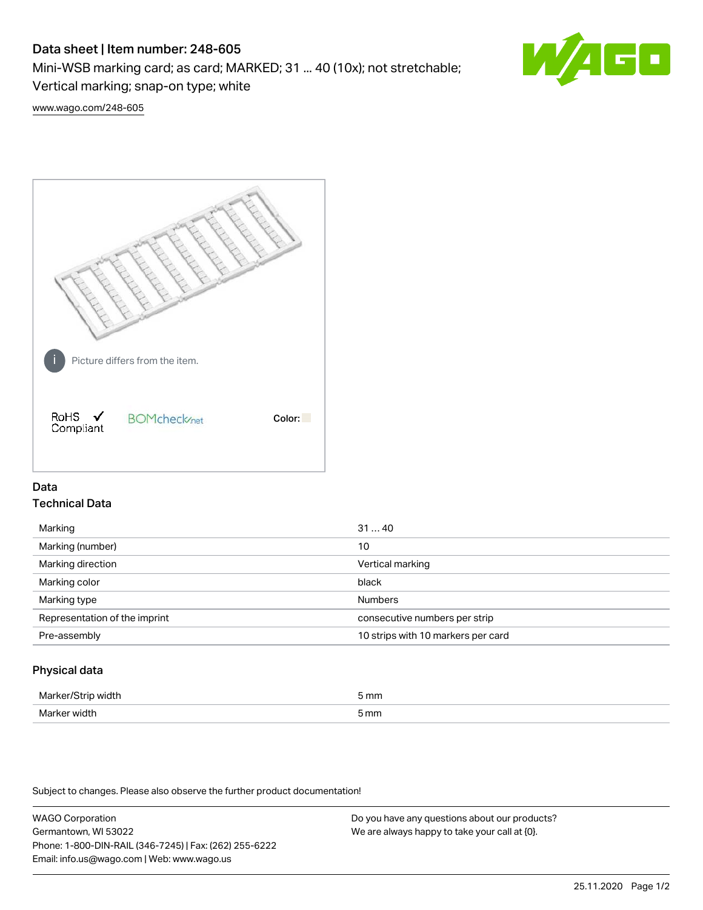# Data sheet | Item number: 248-605

Mini-WSB marking card; as card; MARKED; 31 ... 40 (10x); not stretchable; Vertical marking; snap-on type; white

www.wago.com/248-605

Picture differs from the item.

RoHS ✓ Compliant

BOMcheck.net

Color:

## Data

### Technical Data

| | |
|---|---|
| Marking | 31 … 40 |
| Marking (number) | 10 |
| Marking direction | Vertical marking |
| Marking color | black |
| Marking type | Numbers |
| Representation of the imprint | consecutive numbers per strip |
| Pre-assembly | 10 strips with 10 markers per card |

### Physical data

| | |
|---|---|
| Marker/Strip width | 5 mm |
| Marker width | 5 mm |

Subject to changes. Please also observe the further product documentation!

WAGO Corporation
Germantown, WI 53022
Phone: 1-800-DIN-RAIL (346-7245) | Fax: (262) 255-6222
Email: info.us@wago.com | Web: www.wago.us

Do you have any questions about our products?
We are always happy to take your call at {0}.

25.11.2020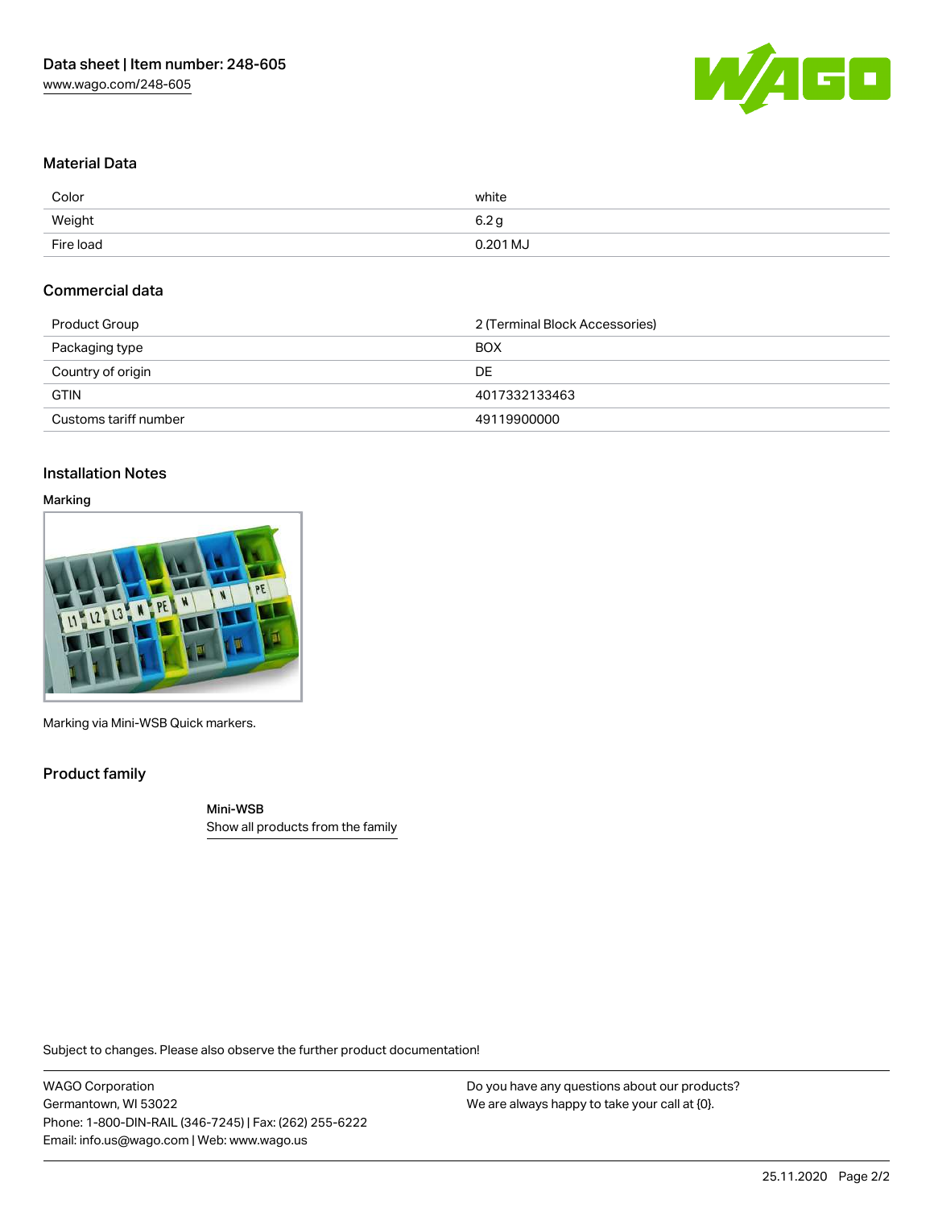## Material Data

| | |
|---|---|
| Color | white |
| Weight | 6.2 g |
| Fire load | 0.201 MJ |

## Commercial data

| | |
|---|---|
| Product Group | 2 (Terminal Block Accessories) |
| Packaging type | BOX |
| Country of origin | DE |
| GTIN | 4017332133463 |
| Customs tariff number | 49119900000 |

## Installation Notes

### Marking

Marking via Mini-WSB Quick markers.

## Product family

Mini-WSB
Show all products from the family

Subject to changes. Please also observe the further product documentation!

WAGO Corporation
Germantown, WI 53022
Phone: 1-800-DIN-RAIL (346-7245) | Fax: (262) 255-6222
Email: info.us@wago.com | Web: www.wago.us

Do you have any questions about our products?
We are always happy to take your call at {0}.